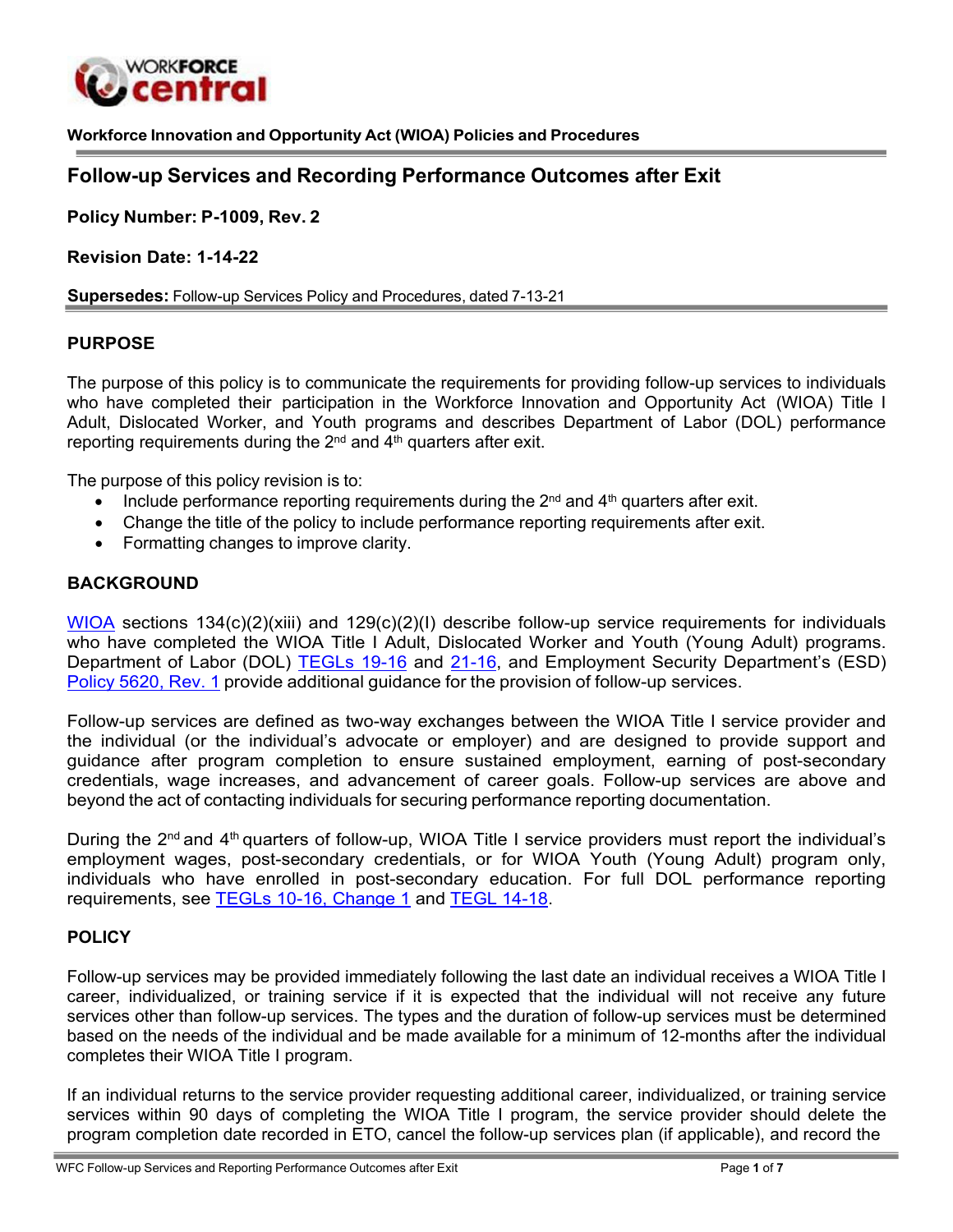**Workforce Innovation and Opportunity Act (WIOA) Policies and Procedures**

# Follow-up Services and Recording Performance Outcomes after Exit

**Policy Number: P-1009, Rev. 2**

**Revision Date: 1-14-22**

**Supersedes:** Follow-up Services Policy and Procedures, dated 7-13-21

## PURPOSE

The purpose of this policy is to communicate the requirements for providing follow-up services to individuals who have completed their participation in the Workforce Innovation and Opportunity Act (WIOA) Title I Adult, Dislocated Worker, and Youth programs and describes Department of Labor (DOL) performance reporting requirements during the 2nd and 4th quarters after exit.

The purpose of this policy revision is to:

- Include performance reporting requirements during the 2nd and 4th quarters after exit.
- Change the title of the policy to include performance reporting requirements after exit.
- Formatting changes to improve clarity.

## BACKGROUND

WIOA sections 134(c)(2)(xiii) and 129(c)(2)(I) describe follow-up service requirements for individuals who have completed the WIOA Title I Adult, Dislocated Worker and Youth (Young Adult) programs. Department of Labor (DOL) TEGLs 19-16 and 21-16, and Employment Security Department's (ESD) Policy 5620, Rev. 1 provide additional guidance for the provision of follow-up services.

Follow-up services are defined as two-way exchanges between the WIOA Title I service provider and the individual (or the individual's advocate or employer) and are designed to provide support and guidance after program completion to ensure sustained employment, earning of post-secondary credentials, wage increases, and advancement of career goals. Follow-up services are above and beyond the act of contacting individuals for securing performance reporting documentation.

During the 2nd and 4th quarters of follow-up, WIOA Title I service providers must report the individual's employment wages, post-secondary credentials, or for WIOA Youth (Young Adult) program only, individuals who have enrolled in post-secondary education. For full DOL performance reporting requirements, see TEGLs 10-16, Change 1 and TEGL 14-18.

## POLICY

Follow-up services may be provided immediately following the last date an individual receives a WIOA Title I career, individualized, or training service if it is expected that the individual will not receive any future services other than follow-up services. The types and the duration of follow-up services must be determined based on the needs of the individual and be made available for a minimum of 12-months after the individual completes their WIOA Title I program.

If an individual returns to the service provider requesting additional career, individualized, or training service services within 90 days of completing the WIOA Title I program, the service provider should delete the program completion date recorded in ETO, cancel the follow-up services plan (if applicable), and record the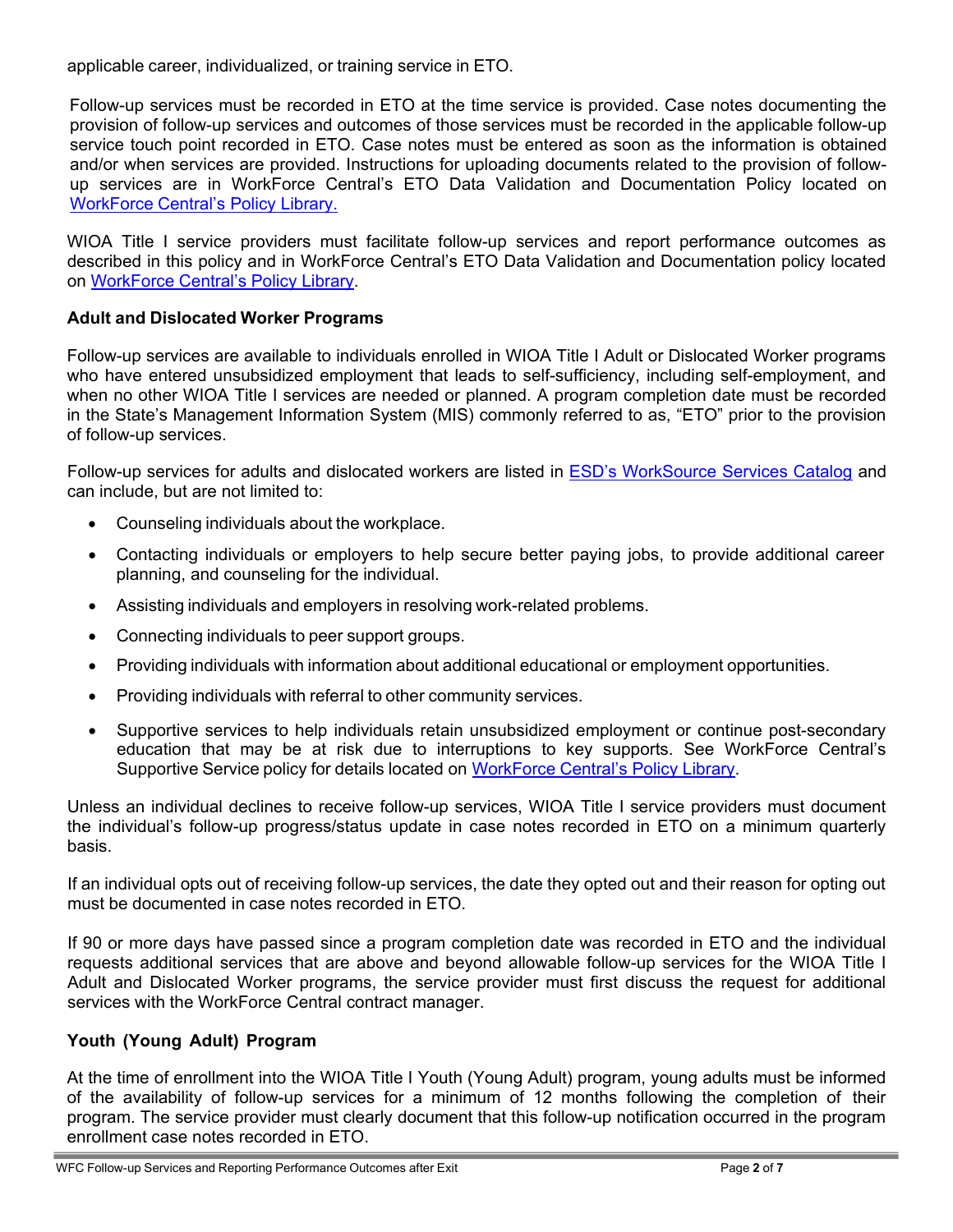applicable career, individualized, or training service in ETO.

Follow-up services must be recorded in ETO at the time service is provided. Case notes documenting the provision of follow-up services and outcomes of those services must be recorded in the applicable follow-up service touch point recorded in ETO. Case notes must be entered as soon as the information is obtained and/or when services are provided. Instructions for uploading documents related to the provision of follow-up services are in WorkForce Central's ETO Data Validation and Documentation Policy located on WorkForce Central's Policy Library.

WIOA Title I service providers must facilitate follow-up services and report performance outcomes as described in this policy and in WorkForce Central's ETO Data Validation and Documentation policy located on WorkForce Central's Policy Library.

**Adult and Dislocated Worker Programs**

Follow-up services are available to individuals enrolled in WIOA Title I Adult or Dislocated Worker programs who have entered unsubsidized employment that leads to self-sufficiency, including self-employment, and when no other WIOA Title I services are needed or planned. A program completion date must be recorded in the State's Management Information System (MIS) commonly referred to as, "ETO" prior to the provision of follow-up services.

Follow-up services for adults and dislocated workers are listed in ESD's WorkSource Services Catalog and can include, but are not limited to:

- Counseling individuals about the workplace.
- Contacting individuals or employers to help secure better paying jobs, to provide additional career planning, and counseling for the individual.
- Assisting individuals and employers in resolving work-related problems.
- Connecting individuals to peer support groups.
- Providing individuals with information about additional educational or employment opportunities.
- Providing individuals with referral to other community services.
- Supportive services to help individuals retain unsubsidized employment or continue post-secondary education that may be at risk due to interruptions to key supports. See WorkForce Central's Supportive Service policy for details located on WorkForce Central's Policy Library.

Unless an individual declines to receive follow-up services, WIOA Title I service providers must document the individual's follow-up progress/status update in case notes recorded in ETO on a minimum quarterly basis.

If an individual opts out of receiving follow-up services, the date they opted out and their reason for opting out must be documented in case notes recorded in ETO.

If 90 or more days have passed since a program completion date was recorded in ETO and the individual requests additional services that are above and beyond allowable follow-up services for the WIOA Title I Adult and Dislocated Worker programs, the service provider must first discuss the request for additional services with the WorkForce Central contract manager.

**Youth (Young Adult) Program**

At the time of enrollment into the WIOA Title I Youth (Young Adult) program, young adults must be informed of the availability of follow-up services for a minimum of 12 months following the completion of their program. The service provider must clearly document that this follow-up notification occurred in the program enrollment case notes recorded in ETO.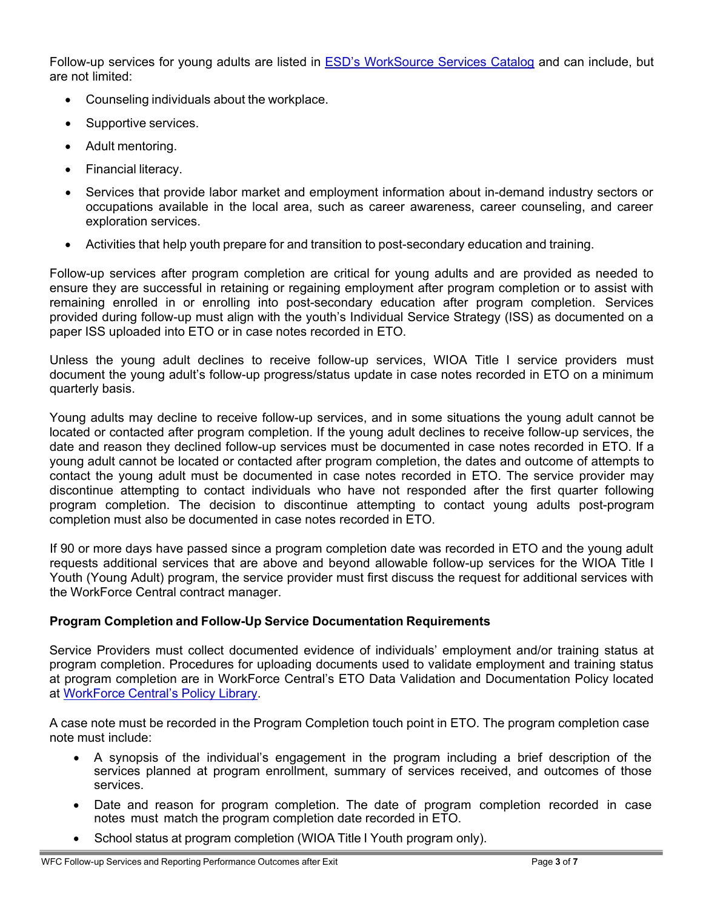Follow-up services for young adults are listed in [ESD's WorkSource Services Catalog]() and can include, but are not limited:

- Counseling individuals about the workplace.
- Supportive services.
- Adult mentoring.
- Financial literacy.
- Services that provide labor market and employment information about in-demand industry sectors or occupations available in the local area, such as career awareness, career counseling, and career exploration services.
- Activities that help youth prepare for and transition to post-secondary education and training.

Follow-up services after program completion are critical for young adults and are provided as needed to ensure they are successful in retaining or regaining employment after program completion or to assist with remaining enrolled in or enrolling into post-secondary education after program completion. Services provided during follow-up must align with the youth's Individual Service Strategy (ISS) as documented on a paper ISS uploaded into ETO or in case notes recorded in ETO.

Unless the young adult declines to receive follow-up services, WIOA Title I service providers must document the young adult's follow-up progress/status update in case notes recorded in ETO on a minimum quarterly basis.

Young adults may decline to receive follow-up services, and in some situations the young adult cannot be located or contacted after program completion. If the young adult declines to receive follow-up services, the date and reason they declined follow-up services must be documented in case notes recorded in ETO. If a young adult cannot be located or contacted after program completion, the dates and outcome of attempts to contact the young adult must be documented in case notes recorded in ETO. The service provider may discontinue attempting to contact individuals who have not responded after the first quarter following program completion. The decision to discontinue attempting to contact young adults post-program completion must also be documented in case notes recorded in ETO.

If 90 or more days have passed since a program completion date was recorded in ETO and the young adult requests additional services that are above and beyond allowable follow-up services for the WIOA Title I Youth (Young Adult) program, the service provider must first discuss the request for additional services with the WorkForce Central contract manager.

**Program Completion and Follow-Up Service Documentation Requirements**

Service Providers must collect documented evidence of individuals' employment and/or training status at program completion. Procedures for uploading documents used to validate employment and training status at program completion are in WorkForce Central's ETO Data Validation and Documentation Policy located at [WorkForce Central's Policy Library]().

A case note must be recorded in the Program Completion touch point in ETO. The program completion case note must include:

- A synopsis of the individual's engagement in the program including a brief description of the services planned at program enrollment, summary of services received, and outcomes of those services.
- Date and reason for program completion. The date of program completion recorded in case notes must match the program completion date recorded in ETO.
- School status at program completion (WIOA Title I Youth program only).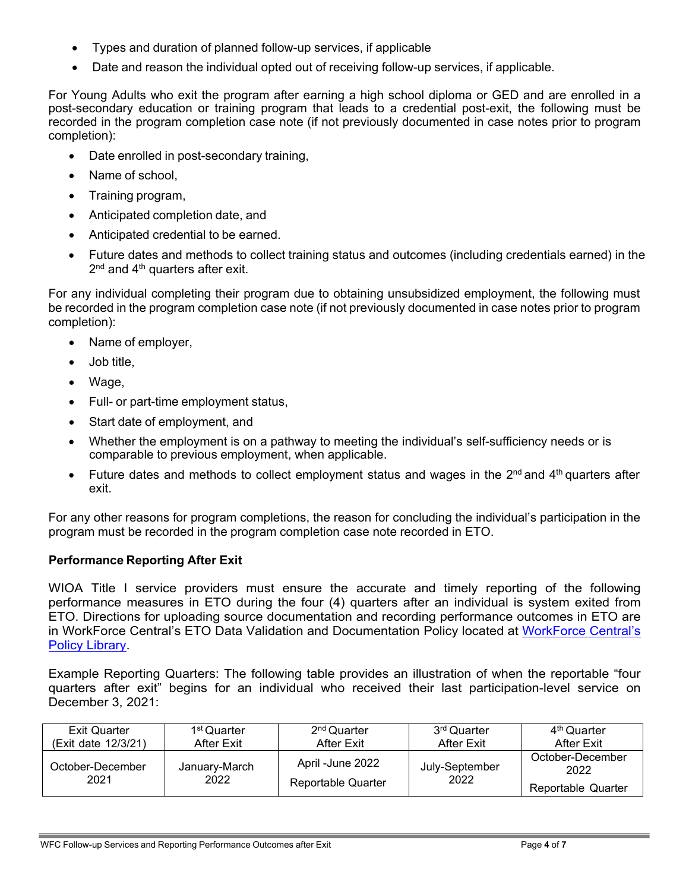- Types and duration of planned follow-up services, if applicable
- Date and reason the individual opted out of receiving follow-up services, if applicable.

For Young Adults who exit the program after earning a high school diploma or GED and are enrolled in a post-secondary education or training program that leads to a credential post-exit, the following must be recorded in the program completion case note (if not previously documented in case notes prior to program completion):

- Date enrolled in post-secondary training,
- Name of school,
- Training program,
- Anticipated completion date, and
- Anticipated credential to be earned.
- Future dates and methods to collect training status and outcomes (including credentials earned) in the 2nd and 4th quarters after exit.

For any individual completing their program due to obtaining unsubsidized employment, the following must be recorded in the program completion case note (if not previously documented in case notes prior to program completion):

- Name of employer,
- Job title,
- Wage,
- Full- or part-time employment status,
- Start date of employment, and
- Whether the employment is on a pathway to meeting the individual's self-sufficiency needs or is comparable to previous employment, when applicable.
- Future dates and methods to collect employment status and wages in the 2nd and 4th quarters after exit.

For any other reasons for program completions, the reason for concluding the individual's participation in the program must be recorded in the program completion case note recorded in ETO.

**Performance Reporting After Exit**

WIOA Title I service providers must ensure the accurate and timely reporting of the following performance measures in ETO during the four (4) quarters after an individual is system exited from ETO. Directions for uploading source documentation and recording performance outcomes in ETO are in WorkForce Central's ETO Data Validation and Documentation Policy located at WorkForce Central's Policy Library.

Example Reporting Quarters: The following table provides an illustration of when the reportable "four quarters after exit" begins for an individual who received their last participation-level service on December 3, 2021:

| Exit Quarter (Exit date 12/3/21) | 1st Quarter After Exit | 2nd Quarter After Exit | 3rd Quarter After Exit | 4th Quarter After Exit |
|---|---|---|---|---|
| October-December 2021 | January-March 2022 | April -June 2022<br>Reportable Quarter | July-September 2022 | October-December 2022<br>Reportable Quarter |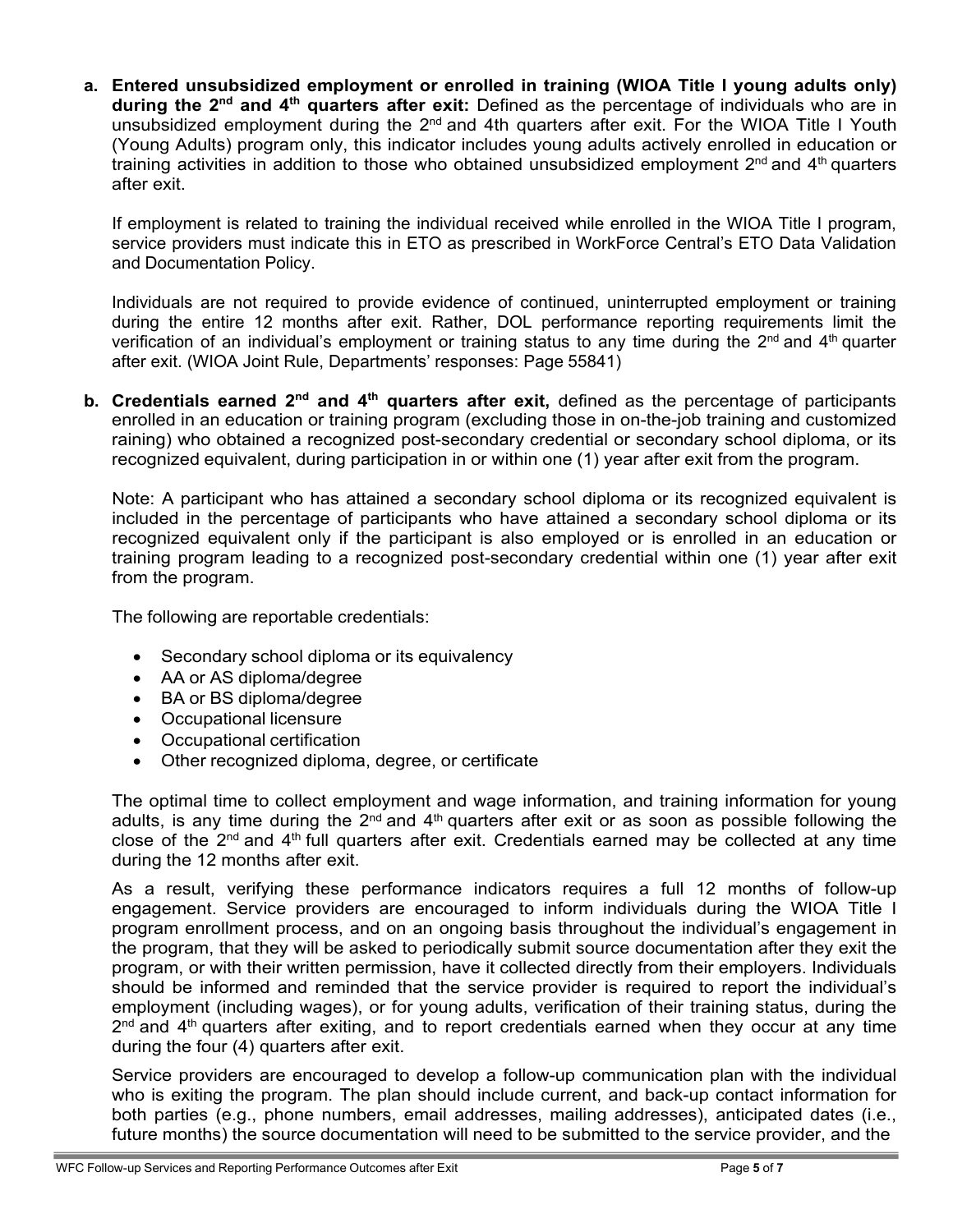a. **Entered unsubsidized employment or enrolled in training (WIOA Title I young adults only) during the 2nd and 4th quarters after exit:** Defined as the percentage of individuals who are in unsubsidized employment during the 2nd and 4th quarters after exit. For the WIOA Title I Youth (Young Adults) program only, this indicator includes young adults actively enrolled in education or training activities in addition to those who obtained unsubsidized employment 2nd and 4th quarters after exit.

   If employment is related to training the individual received while enrolled in the WIOA Title I program, service providers must indicate this in ETO as prescribed in WorkForce Central's ETO Data Validation and Documentation Policy.

   Individuals are not required to provide evidence of continued, uninterrupted employment or training during the entire 12 months after exit. Rather, DOL performance reporting requirements limit the verification of an individual's employment or training status to any time during the 2nd and 4th quarter after exit. (WIOA Joint Rule, Departments' responses: Page 55841)

b. **Credentials earned 2nd and 4th quarters after exit,** defined as the percentage of participants enrolled in an education or training program (excluding those in on-the-job training and customized raining) who obtained a recognized post-secondary credential or secondary school diploma, or its recognized equivalent, during participation in or within one (1) year after exit from the program.

   Note: A participant who has attained a secondary school diploma or its recognized equivalent is included in the percentage of participants who have attained a secondary school diploma or its recognized equivalent only if the participant is also employed or is enrolled in an education or training program leading to a recognized post-secondary credential within one (1) year after exit from the program.

   The following are reportable credentials:

   - Secondary school diploma or its equivalency
   - AA or AS diploma/degree
   - BA or BS diploma/degree
   - Occupational licensure
   - Occupational certification
   - Other recognized diploma, degree, or certificate

   The optimal time to collect employment and wage information, and training information for young adults, is any time during the 2nd and 4th quarters after exit or as soon as possible following the close of the 2nd and 4th full quarters after exit. Credentials earned may be collected at any time during the 12 months after exit.

   As a result, verifying these performance indicators requires a full 12 months of follow-up engagement. Service providers are encouraged to inform individuals during the WIOA Title I program enrollment process, and on an ongoing basis throughout the individual's engagement in the program, that they will be asked to periodically submit source documentation after they exit the program, or with their written permission, have it collected directly from their employers. Individuals should be informed and reminded that the service provider is required to report the individual's employment (including wages), or for young adults, verification of their training status, during the 2nd and 4th quarters after exiting, and to report credentials earned when they occur at any time during the four (4) quarters after exit.

   Service providers are encouraged to develop a follow-up communication plan with the individual who is exiting the program. The plan should include current, and back-up contact information for both parties (e.g., phone numbers, email addresses, mailing addresses), anticipated dates (i.e., future months) the source documentation will need to be submitted to the service provider, and the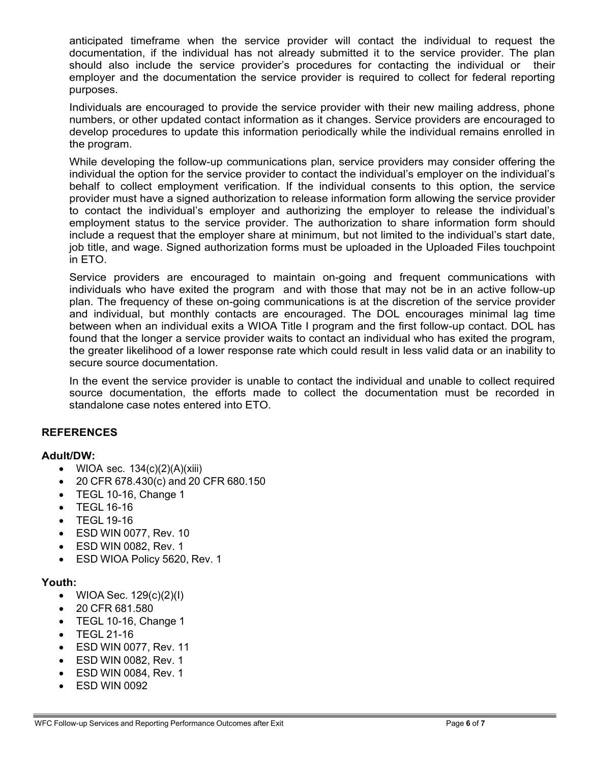anticipated timeframe when the service provider will contact the individual to request the documentation, if the individual has not already submitted it to the service provider. The plan should also include the service provider's procedures for contacting the individual or their employer and the documentation the service provider is required to collect for federal reporting purposes.

Individuals are encouraged to provide the service provider with their new mailing address, phone numbers, or other updated contact information as it changes. Service providers are encouraged to develop procedures to update this information periodically while the individual remains enrolled in the program.

While developing the follow-up communications plan, service providers may consider offering the individual the option for the service provider to contact the individual's employer on the individual's behalf to collect employment verification. If the individual consents to this option, the service provider must have a signed authorization to release information form allowing the service provider to contact the individual's employer and authorizing the employer to release the individual's employment status to the service provider. The authorization to share information form should include a request that the employer share at minimum, but not limited to the individual's start date, job title, and wage. Signed authorization forms must be uploaded in the Uploaded Files touchpoint in ETO.

Service providers are encouraged to maintain on-going and frequent communications with individuals who have exited the program and with those that may not be in an active follow-up plan. The frequency of these on-going communications is at the discretion of the service provider and individual, but monthly contacts are encouraged. The DOL encourages minimal lag time between when an individual exits a WIOA Title I program and the first follow-up contact. DOL has found that the longer a service provider waits to contact an individual who has exited the program, the greater likelihood of a lower response rate which could result in less valid data or an inability to secure source documentation.

In the event the service provider is unable to contact the individual and unable to collect required source documentation, the efforts made to collect the documentation must be recorded in standalone case notes entered into ETO.

## REFERENCES

### Adult/DW:

- WIOA sec. 134(c)(2)(A)(xiii)
- 20 CFR 678.430(c) and 20 CFR 680.150
- TEGL 10-16, Change 1
- TEGL 16-16
- TEGL 19-16
- ESD WIN 0077, Rev. 10
- ESD WIN 0082, Rev. 1
- ESD WIOA Policy 5620, Rev. 1

### Youth:

- WIOA Sec. 129(c)(2)(I)
- 20 CFR 681.580
- TEGL 10-16, Change 1
- TEGL 21-16
- ESD WIN 0077, Rev. 11
- ESD WIN 0082, Rev. 1
- ESD WIN 0084, Rev. 1
- ESD WIN 0092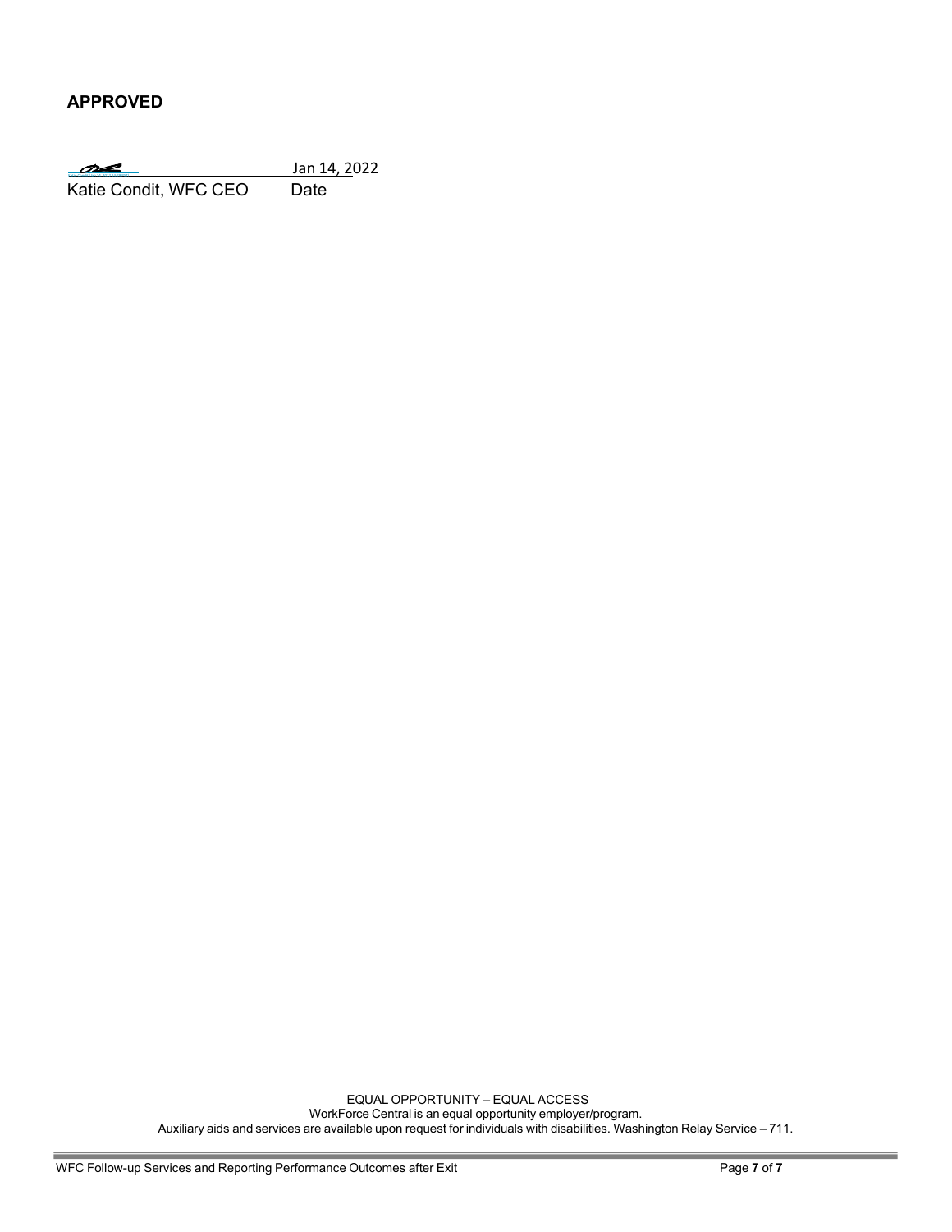**APPROVED**

Jan 14, 2022

Katie Condit, WFC CEO Date

EQUAL OPPORTUNITY – EQUAL ACCESS
WorkForce Central is an equal opportunity employer/program.
Auxiliary aids and services are available upon request for individuals with disabilities. Washington Relay Service – 711.